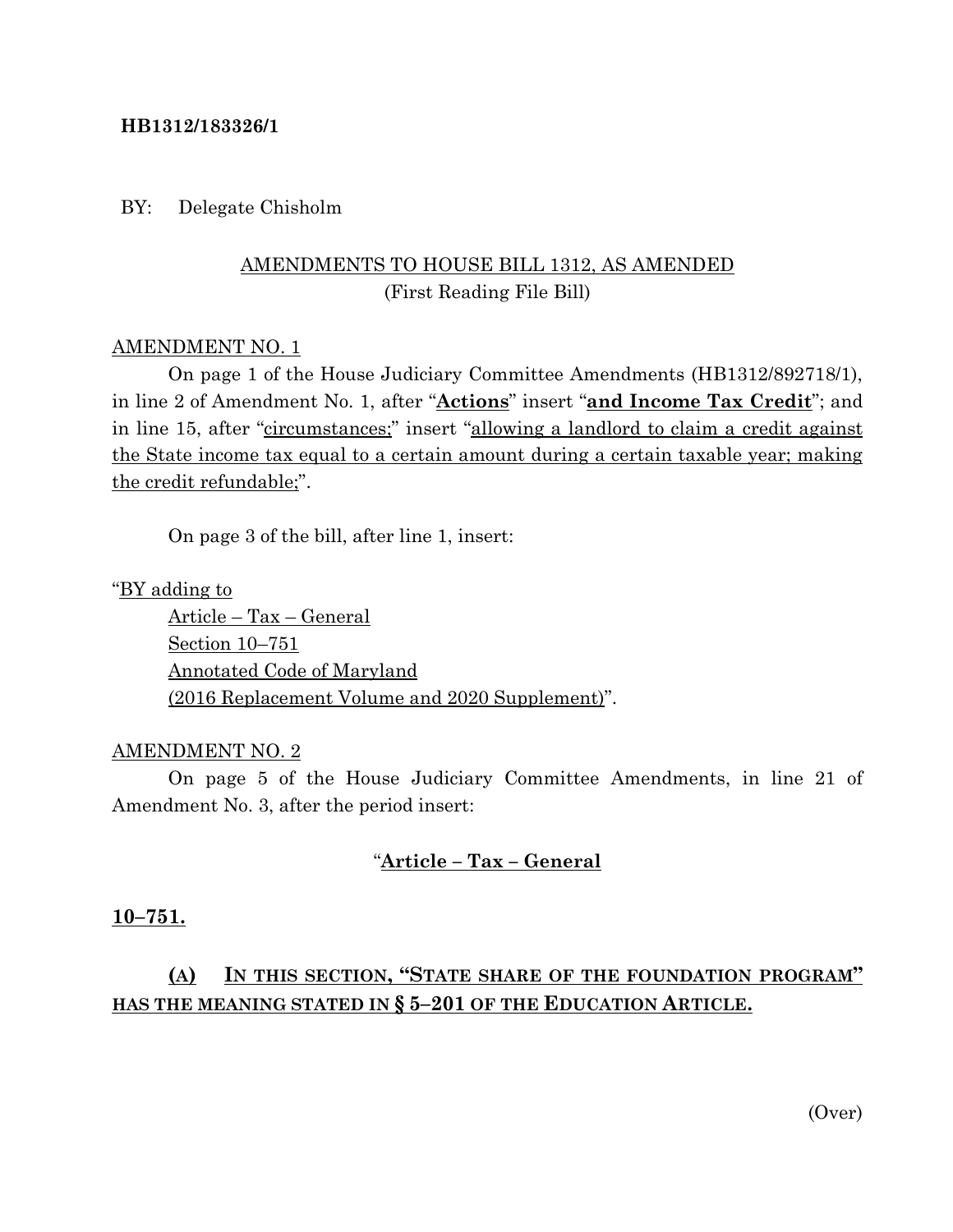**HB1312/183326/1**

BY: Delegate Chisholm

AMENDMENTS TO HOUSE BILL 1312, AS AMENDED
(First Reading File Bill)

AMENDMENT NO. 1

On page 1 of the House Judiciary Committee Amendments (HB1312/892718/1), in line 2 of Amendment No. 1, after "**Actions**" insert "**and Income Tax Credit**"; and in line 15, after "circumstances;" insert "allowing a landlord to claim a credit against the State income tax equal to a certain amount during a certain taxable year; making the credit refundable;".

On page 3 of the bill, after line 1, insert:

"BY adding to
Article – Tax – General
Section 10–751
Annotated Code of Maryland
(2016 Replacement Volume and 2020 Supplement)".

AMENDMENT NO. 2

On page 5 of the House Judiciary Committee Amendments, in line 21 of Amendment No. 3, after the period insert:

"**Article – Tax – General**

**10–751.**

**(A) IN THIS SECTION, "STATE SHARE OF THE FOUNDATION PROGRAM" HAS THE MEANING STATED IN § 5–201 OF THE EDUCATION ARTICLE.**

(Over)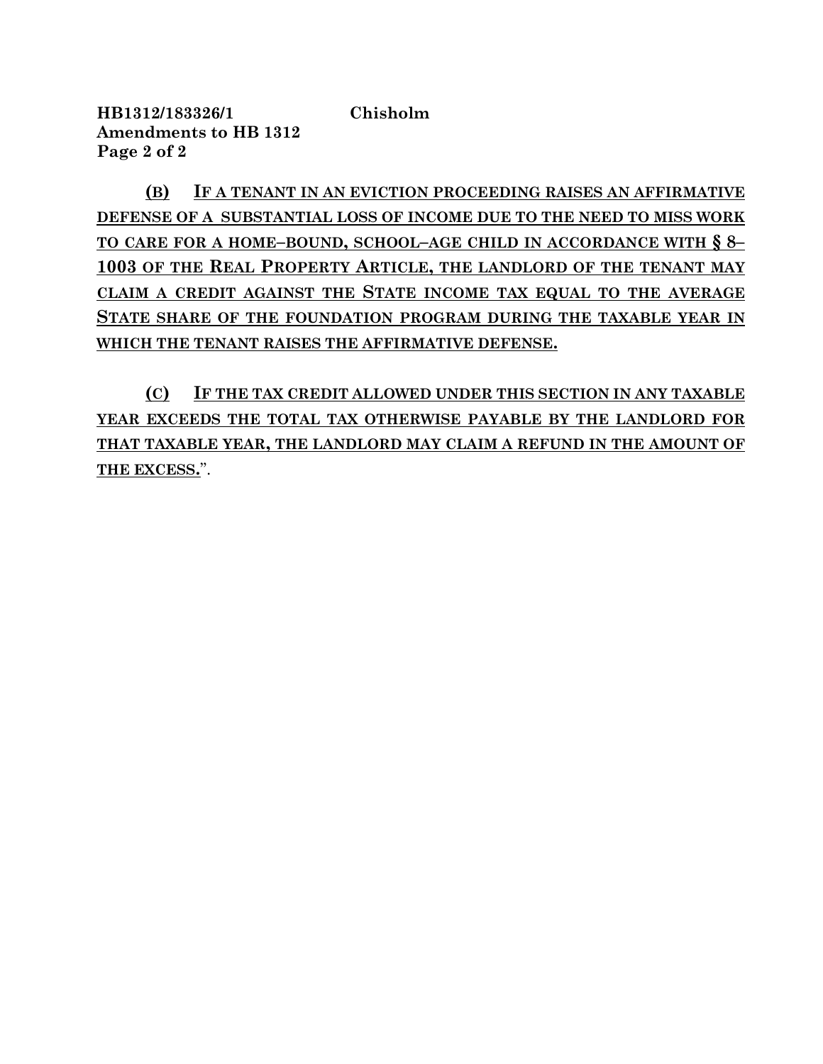**(B)** **IF A TENANT IN AN EVICTION PROCEEDING RAISES AN AFFIRMATIVE DEFENSE OF A SUBSTANTIAL LOSS OF INCOME DUE TO THE NEED TO MISS WORK TO CARE FOR A HOME–BOUND, SCHOOL–AGE CHILD IN ACCORDANCE WITH § 8–1003 OF THE REAL PROPERTY ARTICLE, THE LANDLORD OF THE TENANT MAY CLAIM A CREDIT AGAINST THE STATE INCOME TAX EQUAL TO THE AVERAGE STATE SHARE OF THE FOUNDATION PROGRAM DURING THE TAXABLE YEAR IN WHICH THE TENANT RAISES THE AFFIRMATIVE DEFENSE.**

**(C)** **IF THE TAX CREDIT ALLOWED UNDER THIS SECTION IN ANY TAXABLE YEAR EXCEEDS THE TOTAL TAX OTHERWISE PAYABLE BY THE LANDLORD FOR THAT TAXABLE YEAR, THE LANDLORD MAY CLAIM A REFUND IN THE AMOUNT OF THE EXCESS.**".